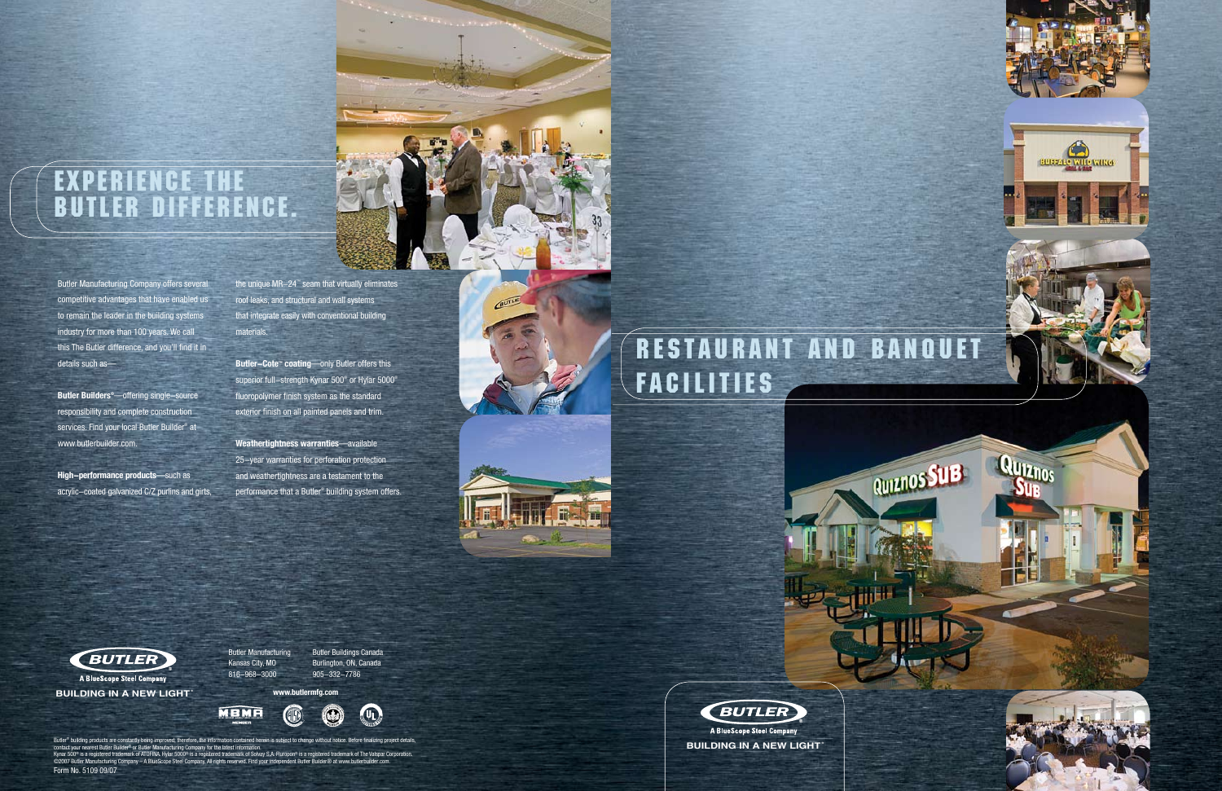# EXPERIENCE THE BUTLER DIFFERENCE.

Butler Manufacturing Company offers several competitive advantages that have enabled us to remain the leader in the building systems industry for more than 100 years. We call this The Butler difference, and you'll find it in details such as—

**Butler Builders®**—offering single–source responsibility and complete construction services. Find your local Butler Builder® at www.butlerbuilder.com.

**High–performance products**—such as acrylic–coated galvanized C/Z purlins and girts, the unique MR–24™ seam that virtually eliminates roof leaks, and structural and wall systems that integrate easily with conventional building materials.

**Butler–Cote® coating**—only Butler offers this superior full–strength Kynar 500® or Hylar 5000® fluoropolymer finish system as the standard exterior finish on all painted panels and trim.

**Weathertightness warranties**—available 25–year warranties for perforation protection and weathertightness are a testament to the performance that a Butler® building system offers.

BUTLER
A BlueScope Steel Company
BUILDING IN A NEW LIGHT™

Butler Manufacturing
Kansas City, MO
816–968–3000

Butler Buildings Canada
Burlington, ON, Canada
905–332–7786

www.butlermfg.com

Butler® building products are constantly being improved. Therefore, the information contained herein is subject to change without notice. Before finalizing project details, contact your nearest Butler Builder® or Butler Manufacturing Company for the latest information.
Kynar 500® is a registered trademark of ATOFINA. Hylar 5000® is a registered trademark of Solvay S.A. Fluropon® is a registered trademark of The Valspar Corporation.
©2007 Butler Manufacturing Company—A BlueScope Steel Company. All rights reserved. Find your independent Butler Builder® at www.butlerbuilder.com.
Form No. 5109 09/07

# RESTAURANT AND BANQUET FACILITIES

BUTLER
A BlueScope Steel Company
BUILDING IN A NEW LIGHT™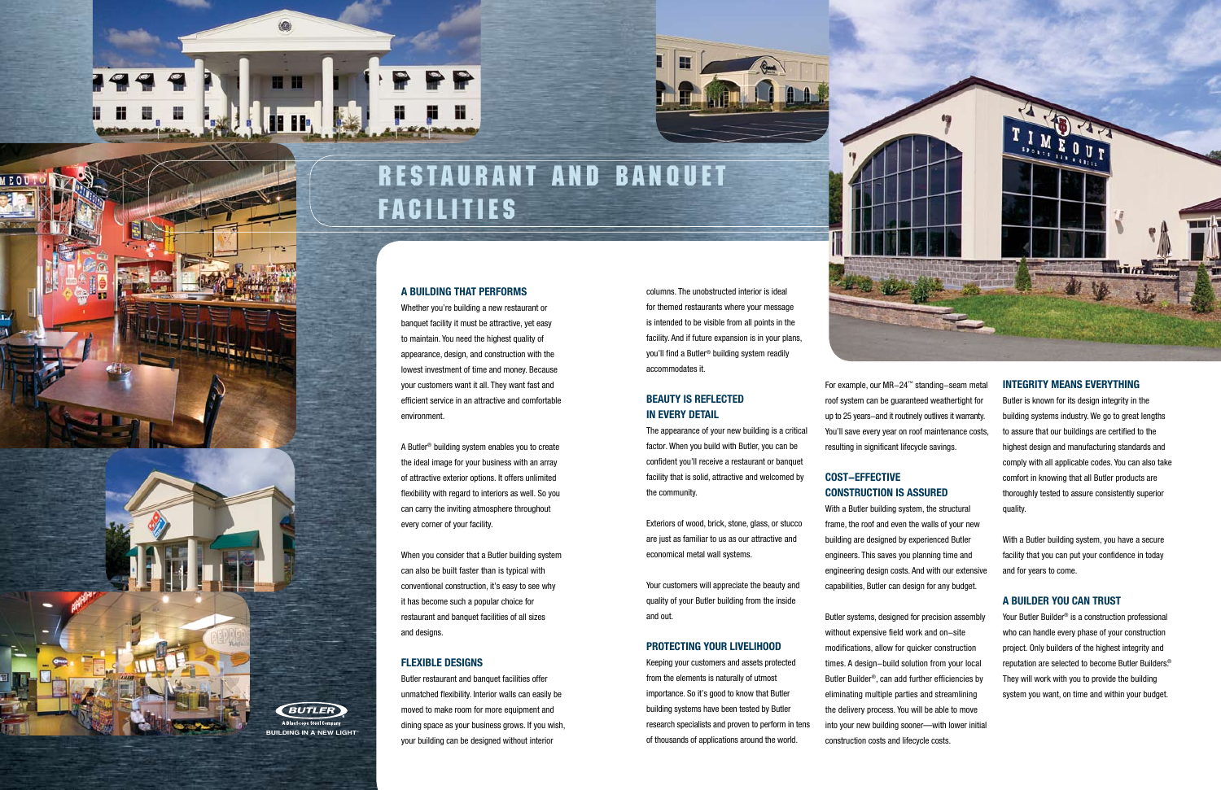# RESTAURANT AND BANQUET FACILITIES

## A BUILDING THAT PERFORMS

Whether you're building a new restaurant or banquet facility it must be attractive, yet easy to maintain. You need the highest quality of appearance, design, and construction with the lowest investment of time and money. Because your customers want it all. They want fast and efficient service in an attractive and comfortable environment.

A Butler® building system enables you to create the ideal image for your business with an array of attractive exterior options. It offers unlimited flexibility with regard to interiors as well. So you can carry the inviting atmosphere throughout every corner of your facility.

When you consider that a Butler building system can also be built faster than is typical with conventional construction, it's easy to see why it has become such a popular choice for restaurant and banquet facilities of all sizes and designs.

## FLEXIBLE DESIGNS

Butler restaurant and banquet facilities offer unmatched flexibility. Interior walls can easily be moved to make room for more equipment and dining space as your business grows. If you wish, your building can be designed without interior columns. The unobstructed interior is ideal for themed restaurants where your message is intended to be visible from all points in the facility. And if future expansion is in your plans, you'll find a Butler® building system readily accommodates it.

## BEAUTY IS REFLECTED IN EVERY DETAIL

The appearance of your new building is a critical factor. When you build with Butler, you can be confident you'll receive a restaurant or banquet facility that is solid, attractive and welcomed by the community.

Exteriors of wood, brick, stone, glass, or stucco are just as familiar to us as our attractive and economical metal wall systems.

Your customers will appreciate the beauty and quality of your Butler building from the inside and out.

## PROTECTING YOUR LIVELIHOOD

Keeping your customers and assets protected from the elements is naturally of utmost importance. So it's good to know that Butler building systems have been tested by Butler research specialists and proven to perform in tens of thousands of applications around the world.

For example, our MR–24™ standing–seam metal roof system can be guaranteed weathertight for up to 25 years–and it routinely outlives it warranty. You'll save every year on roof maintenance costs, resulting in significant lifecycle savings.

## COST–EFFECTIVE CONSTRUCTION IS ASSURED

With a Butler building system, the structural frame, the roof and even the walls of your new building are designed by experienced Butler engineers. This saves you planning time and engineering design costs. And with our extensive capabilities, Butler can design for any budget.

Butler systems, designed for precision assembly without expensive field work and on–site modifications, allow for quicker construction times. A design–build solution from your local Butler Builder®, can add further efficiencies by eliminating multiple parties and streamlining the delivery process. You will be able to move into your new building sooner—with lower initial construction costs and lifecycle costs.

## INTEGRITY MEANS EVERYTHING

Butler is known for its design integrity in the building systems industry. We go to great lengths to assure that our buildings are certified to the highest design and manufacturing standards and comply with all applicable codes. You can also take comfort in knowing that all Butler products are thoroughly tested to assure consistently superior quality.

With a Butler building system, you have a secure facility that you can put your confidence in today and for years to come.

## A BUILDER YOU CAN TRUST

Your Butler Builder® is a construction professional who can handle every phase of your construction project. Only builders of the highest integrity and reputation are selected to become Butler Builders.® They will work with you to provide the building system you want, on time and within your budget.

BUTLER
A BlueScope Steel Company
BUILDING IN A NEW LIGHT™